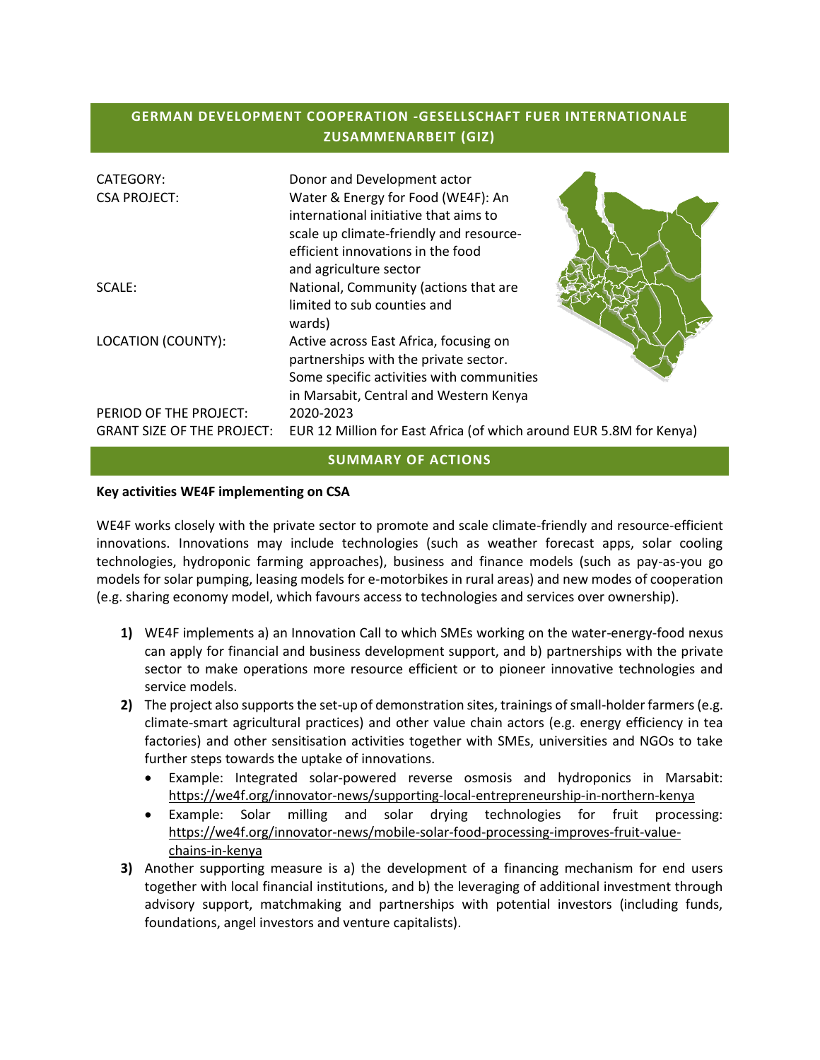## GERMAN DEVELOPMENT COOPERATION -GESELLSCHAFT FUER INTERNATIONALE ZUSAMMENARBEIT (GIZ)

| | |
|---|---|
| CATEGORY: | Donor and Development actor |
| CSA PROJECT: | Water & Energy for Food (WE4F): An international initiative that aims to scale up climate-friendly and resource-efficient innovations in the food and agriculture sector |
| SCALE: | National, Community (actions that are limited to sub counties and wards) |
| LOCATION (COUNTY): | Active across East Africa, focusing on partnerships with the private sector. Some specific activities with communities in Marsabit, Central and Western Kenya |
| PERIOD OF THE PROJECT: | 2020-2023 |
| GRANT SIZE OF THE PROJECT: | EUR 12 Million for East Africa (of which around EUR 5.8M for Kenya) |

## SUMMARY OF ACTIONS

**Key activities WE4F implementing on CSA**

WE4F works closely with the private sector to promote and scale climate-friendly and resource-efficient innovations. Innovations may include technologies (such as weather forecast apps, solar cooling technologies, hydroponic farming approaches), business and finance models (such as pay-as-you go models for solar pumping, leasing models for e-motorbikes in rural areas) and new modes of cooperation (e.g. sharing economy model, which favours access to technologies and services over ownership).

1) WE4F implements a) an Innovation Call to which SMEs working on the water-energy-food nexus can apply for financial and business development support, and b) partnerships with the private sector to make operations more resource efficient or to pioneer innovative technologies and service models.
2) The project also supports the set-up of demonstration sites, trainings of small-holder farmers (e.g. climate-smart agricultural practices) and other value chain actors (e.g. energy efficiency in tea factories) and other sensitisation activities together with SMEs, universities and NGOs to take further steps towards the uptake of innovations.
   - Example: Integrated solar-powered reverse osmosis and hydroponics in Marsabit: https://we4f.org/innovator-news/supporting-local-entrepreneurship-in-northern-kenya
   - Example: Solar milling and solar drying technologies for fruit processing: https://we4f.org/innovator-news/mobile-solar-food-processing-improves-fruit-value-chains-in-kenya
3) Another supporting measure is a) the development of a financing mechanism for end users together with local financial institutions, and b) the leveraging of additional investment through advisory support, matchmaking and partnerships with potential investors (including funds, foundations, angel investors and venture capitalists).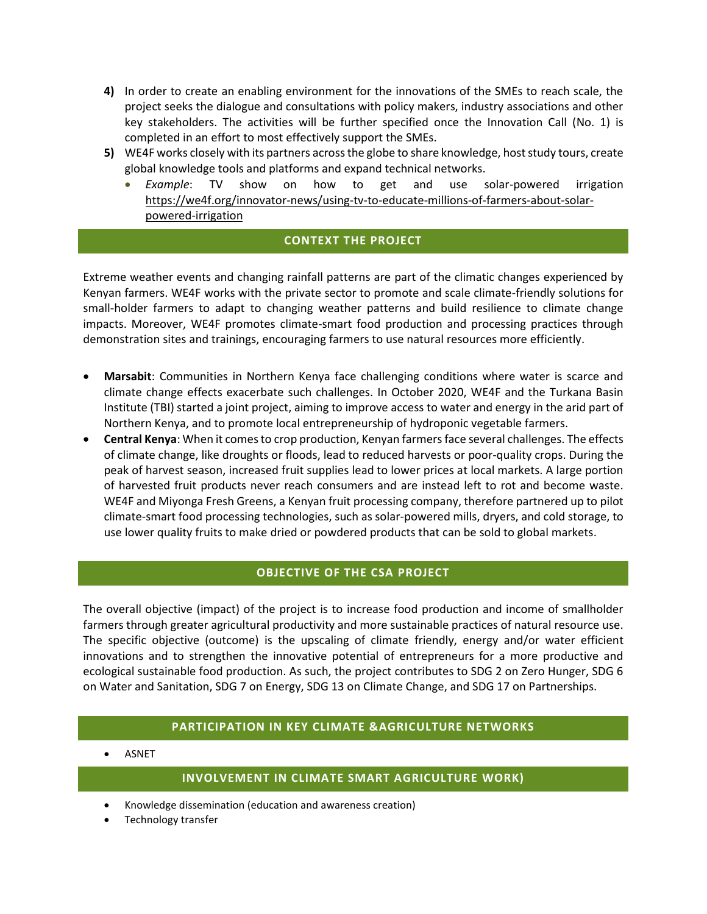4) In order to create an enabling environment for the innovations of the SMEs to reach scale, the project seeks the dialogue and consultations with policy makers, industry associations and other key stakeholders. The activities will be further specified once the Innovation Call (No. 1) is completed in an effort to most effectively support the SMEs.
5) WE4F works closely with its partners across the globe to share knowledge, host study tours, create global knowledge tools and platforms and expand technical networks.
   - *Example*: TV show on how to get and use solar-powered irrigation https://we4f.org/innovator-news/using-tv-to-educate-millions-of-farmers-about-solar-powered-irrigation

## CONTEXT THE PROJECT

Extreme weather events and changing rainfall patterns are part of the climatic changes experienced by Kenyan farmers. WE4F works with the private sector to promote and scale climate-friendly solutions for small-holder farmers to adapt to changing weather patterns and build resilience to climate change impacts. Moreover, WE4F promotes climate-smart food production and processing practices through demonstration sites and trainings, encouraging farmers to use natural resources more efficiently.

- **Marsabit**: Communities in Northern Kenya face challenging conditions where water is scarce and climate change effects exacerbate such challenges. In October 2020, WE4F and the Turkana Basin Institute (TBI) started a joint project, aiming to improve access to water and energy in the arid part of Northern Kenya, and to promote local entrepreneurship of hydroponic vegetable farmers.
- **Central Kenya**: When it comes to crop production, Kenyan farmers face several challenges. The effects of climate change, like droughts or floods, lead to reduced harvests or poor-quality crops. During the peak of harvest season, increased fruit supplies lead to lower prices at local markets. A large portion of harvested fruit products never reach consumers and are instead left to rot and become waste. WE4F and Miyonga Fresh Greens, a Kenyan fruit processing company, therefore partnered up to pilot climate-smart food processing technologies, such as solar-powered mills, dryers, and cold storage, to use lower quality fruits to make dried or powdered products that can be sold to global markets.

## OBJECTIVE OF THE CSA PROJECT

The overall objective (impact) of the project is to increase food production and income of smallholder farmers through greater agricultural productivity and more sustainable practices of natural resource use. The specific objective (outcome) is the upscaling of climate friendly, energy and/or water efficient innovations and to strengthen the innovative potential of entrepreneurs for a more productive and ecological sustainable food production. As such, the project contributes to SDG 2 on Zero Hunger, SDG 6 on Water and Sanitation, SDG 7 on Energy, SDG 13 on Climate Change, and SDG 17 on Partnerships.

## PARTICIPATION IN KEY CLIMATE &AGRICULTURE NETWORKS

- ASNET

## INVOLVEMENT IN CLIMATE SMART AGRICULTURE WORK)

- Knowledge dissemination (education and awareness creation)
- Technology transfer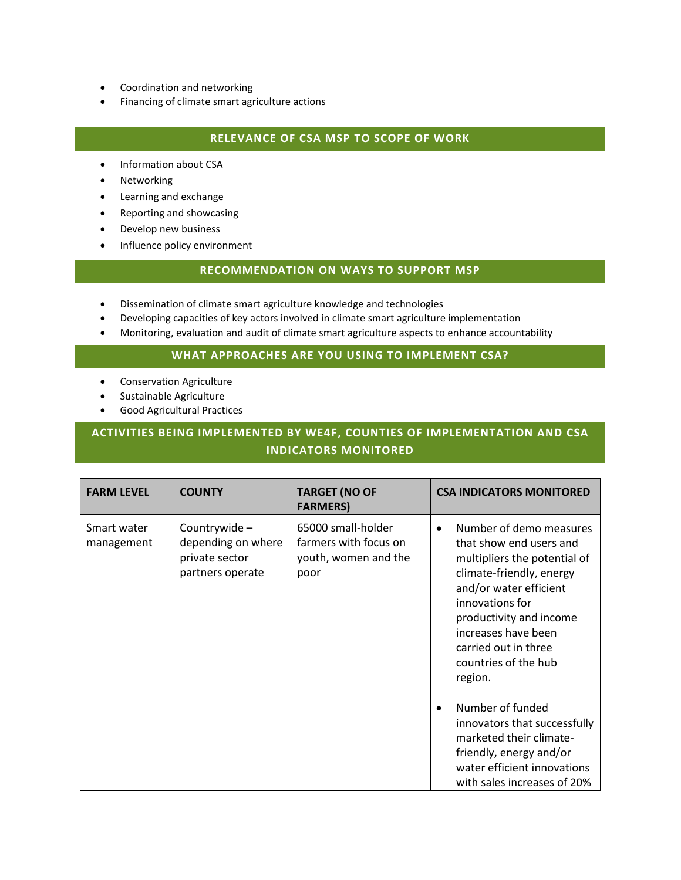- Coordination and networking
- Financing of climate smart agriculture actions

## RELEVANCE OF CSA MSP TO SCOPE OF WORK

- Information about CSA
- Networking
- Learning and exchange
- Reporting and showcasing
- Develop new business
- Influence policy environment

## RECOMMENDATION ON WAYS TO SUPPORT MSP

- Dissemination of climate smart agriculture knowledge and technologies
- Developing capacities of key actors involved in climate smart agriculture implementation
- Monitoring, evaluation and audit of climate smart agriculture aspects to enhance accountability

## WHAT APPROACHES ARE YOU USING TO IMPLEMENT CSA?

- Conservation Agriculture
- Sustainable Agriculture
- Good Agricultural Practices

## ACTIVITIES BEING IMPLEMENTED BY WE4F, COUNTIES OF IMPLEMENTATION AND CSA INDICATORS MONITORED

| FARM LEVEL | COUNTY | TARGET (NO OF FARMERS) | CSA INDICATORS MONITORED |
|---|---|---|---|
| Smart water management | Countrywide – depending on where private sector partners operate | 65000 small-holder farmers with focus on youth, women and the poor | • Number of demo measures that show end users and multipliers the potential of climate-friendly, energy and/or water efficient innovations for productivity and income increases have been carried out in three countries of the hub region.<br><br>• Number of funded innovators that successfully marketed their climate-friendly, energy and/or water efficient innovations with sales increases of 20% |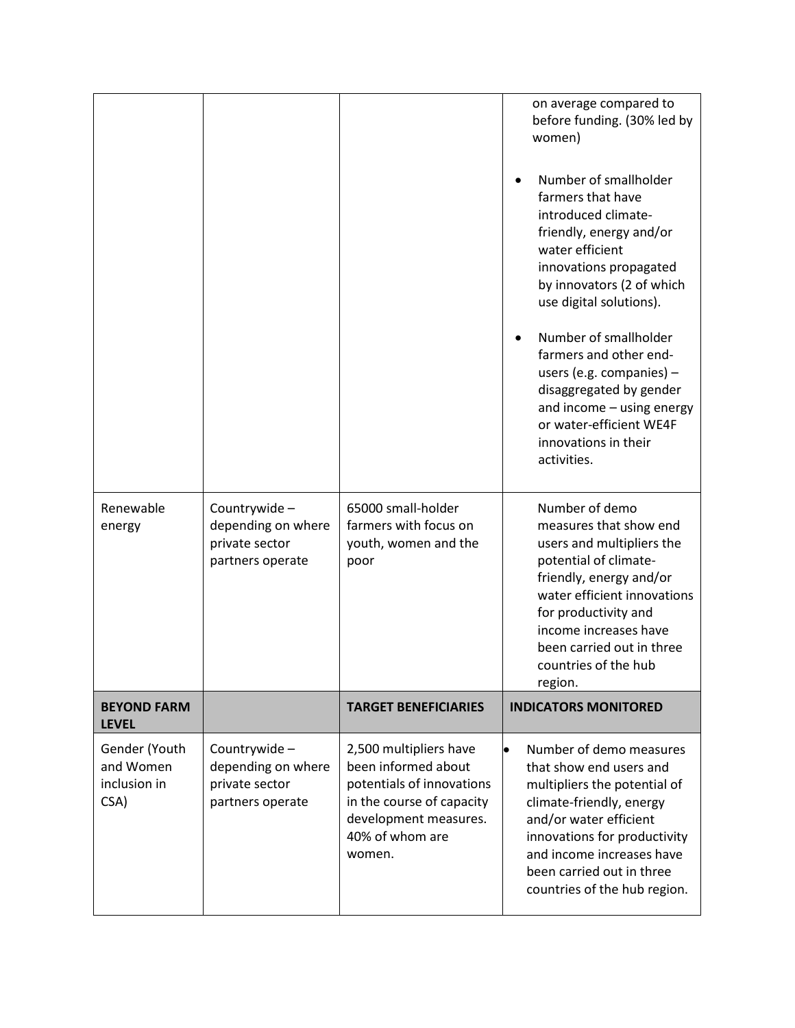| | | | |
|---|---|---|---|
| | | | on average compared to before funding. (30% led by women)<br><br>• Number of smallholder farmers that have introduced climate-friendly, energy and/or water efficient innovations propagated by innovators (2 of which use digital solutions).<br><br>• Number of smallholder farmers and other end-users (e.g. companies) – disaggregated by gender and income – using energy or water-efficient WE4F innovations in their activities. |
| Renewable energy | Countrywide – depending on where private sector partners operate | 65000 small-holder farmers with focus on youth, women and the poor | Number of demo measures that show end users and multipliers the potential of climate-friendly, energy and/or water efficient innovations for productivity and income increases have been carried out in three countries of the hub region. |
| **BEYOND FARM LEVEL** | | **TARGET BENEFICIARIES** | **INDICATORS MONITORED** |
| Gender (Youth and Women inclusion in CSA) | Countrywide – depending on where private sector partners operate | 2,500 multipliers have been informed about potentials of innovations in the course of capacity development measures. 40% of whom are women. | • Number of demo measures that show end users and multipliers the potential of climate-friendly, energy and/or water efficient innovations for productivity and income increases have been carried out in three countries of the hub region. |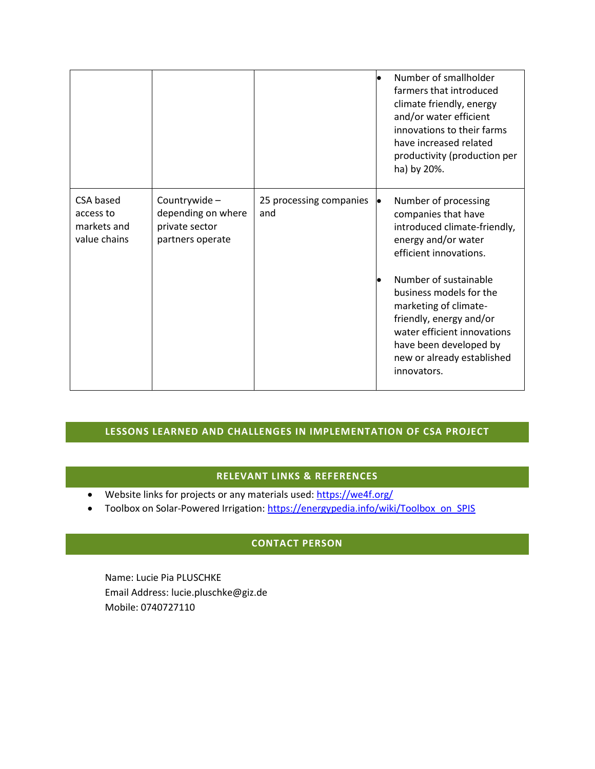| | | | |
|---|---|---|---|
| | | | • Number of smallholder farmers that introduced climate friendly, energy and/or water efficient innovations to their farms have increased related productivity (production per ha) by 20%. |
| CSA based access to markets and value chains | Countrywide – depending on where private sector partners operate | 25 processing companies and | • Number of processing companies that have introduced climate-friendly, energy and/or water efficient innovations.<br><br>• Number of sustainable business models for the marketing of climate-friendly, energy and/or water efficient innovations have been developed by new or already established innovators. |

## LESSONS LEARNED AND CHALLENGES IN IMPLEMENTATION OF CSA PROJECT

## RELEVANT LINKS & REFERENCES

- Website links for projects or any materials used: https://we4f.org/
- Toolbox on Solar-Powered Irrigation: https://energypedia.info/wiki/Toolbox_on_SPIS

## CONTACT PERSON

Name: Lucie Pia PLUSCHKE
Email Address: lucie.pluschke@giz.de
Mobile: 0740727110